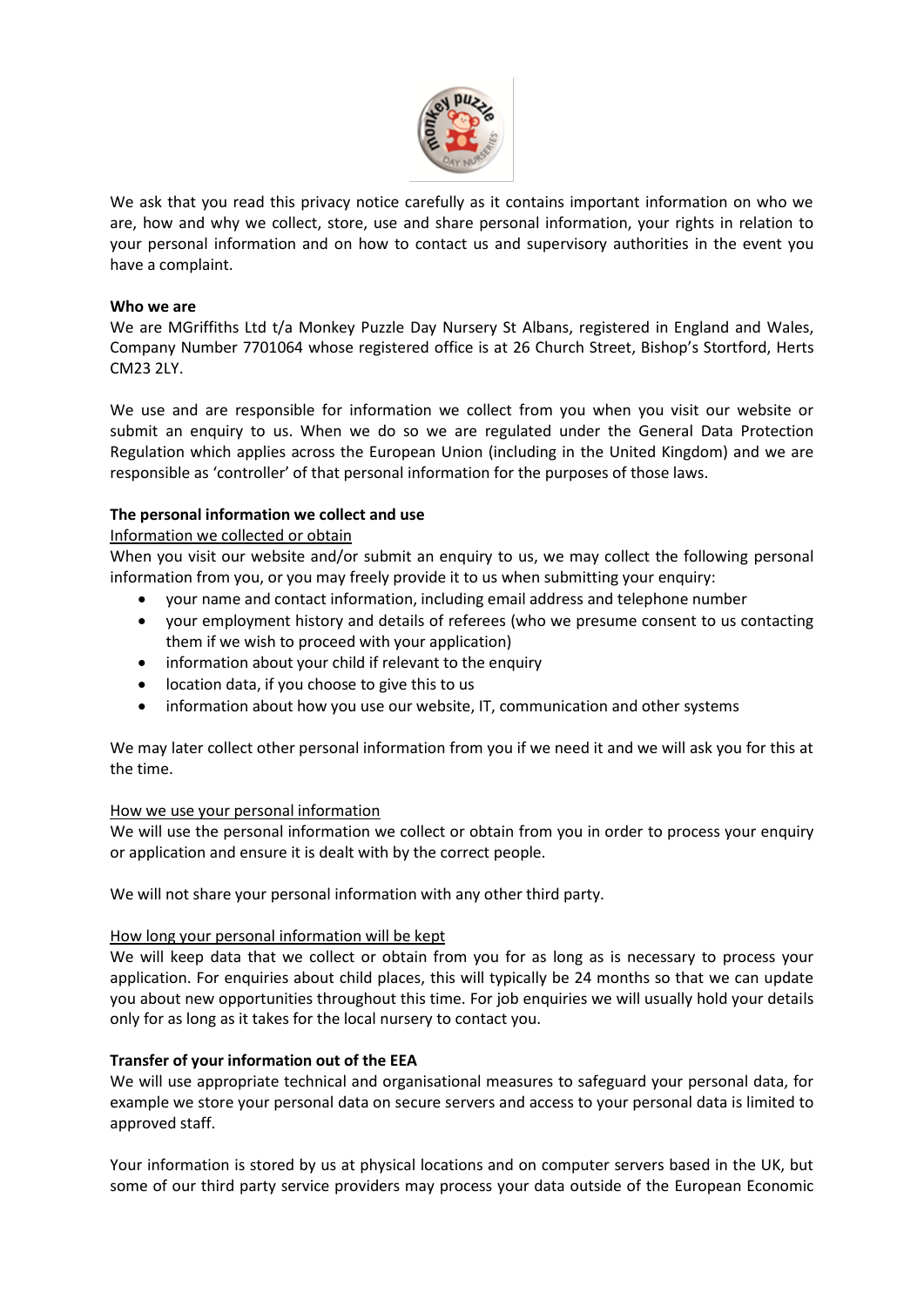We ask that you read this privacy notice carefully as it contains important information on who we are, how and why we collect, store, use and share personal information, your rights in relation to your personal information and on how to contact us and supervisory authorities in the event you have a complaint.

**Who we are**

We are MGriffiths Ltd t/a Monkey Puzzle Day Nursery St Albans, registered in England and Wales, Company Number 7701064 whose registered office is at 26 Church Street, Bishop's Stortford, Herts CM23 2LY.

We use and are responsible for information we collect from you when you visit our website or submit an enquiry to us. When we do so we are regulated under the General Data Protection Regulation which applies across the European Union (including in the United Kingdom) and we are responsible as 'controller' of that personal information for the purposes of those laws.

**The personal information we collect and use**

Information we collected or obtain

When you visit our website and/or submit an enquiry to us, we may collect the following personal information from you, or you may freely provide it to us when submitting your enquiry:

- your name and contact information, including email address and telephone number
- your employment history and details of referees (who we presume consent to us contacting them if we wish to proceed with your application)
- information about your child if relevant to the enquiry
- location data, if you choose to give this to us
- information about how you use our website, IT, communication and other systems

We may later collect other personal information from you if we need it and we will ask you for this at the time.

How we use your personal information

We will use the personal information we collect or obtain from you in order to process your enquiry or application and ensure it is dealt with by the correct people.

We will not share your personal information with any other third party.

How long your personal information will be kept

We will keep data that we collect or obtain from you for as long as is necessary to process your application. For enquiries about child places, this will typically be 24 months so that we can update you about new opportunities throughout this time. For job enquiries we will usually hold your details only for as long as it takes for the local nursery to contact you.

**Transfer of your information out of the EEA**

We will use appropriate technical and organisational measures to safeguard your personal data, for example we store your personal data on secure servers and access to your personal data is limited to approved staff.

Your information is stored by us at physical locations and on computer servers based in the UK, but some of our third party service providers may process your data outside of the European Economic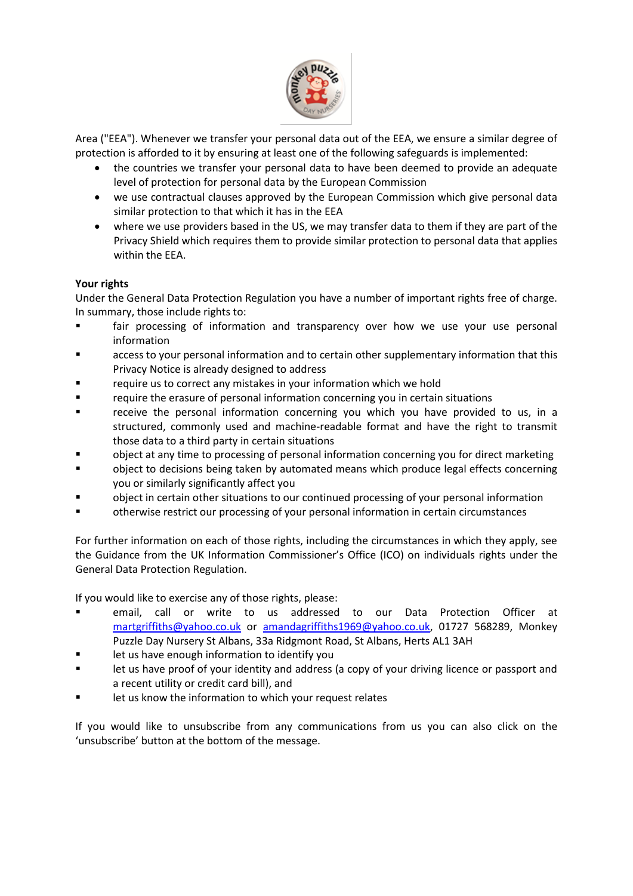Area ("EEA"). Whenever we transfer your personal data out of the EEA, we ensure a similar degree of protection is afforded to it by ensuring at least one of the following safeguards is implemented:

- the countries we transfer your personal data to have been deemed to provide an adequate level of protection for personal data by the European Commission
- we use contractual clauses approved by the European Commission which give personal data similar protection to that which it has in the EEA
- where we use providers based in the US, we may transfer data to them if they are part of the Privacy Shield which requires them to provide similar protection to personal data that applies within the EEA.

**Your rights**

Under the General Data Protection Regulation you have a number of important rights free of charge. In summary, those include rights to:

- fair processing of information and transparency over how we use your use personal information
- access to your personal information and to certain other supplementary information that this Privacy Notice is already designed to address
- require us to correct any mistakes in your information which we hold
- require the erasure of personal information concerning you in certain situations
- receive the personal information concerning you which you have provided to us, in a structured, commonly used and machine-readable format and have the right to transmit those data to a third party in certain situations
- object at any time to processing of personal information concerning you for direct marketing
- object to decisions being taken by automated means which produce legal effects concerning you or similarly significantly affect you
- object in certain other situations to our continued processing of your personal information
- otherwise restrict our processing of your personal information in certain circumstances

For further information on each of those rights, including the circumstances in which they apply, see the Guidance from the UK Information Commissioner's Office (ICO) on individuals rights under the General Data Protection Regulation.

If you would like to exercise any of those rights, please:

- email, call or write to us addressed to our Data Protection Officer at martgriffiths@yahoo.co.uk or amandagriffiths1969@yahoo.co.uk, 01727 568289, Monkey Puzzle Day Nursery St Albans, 33a Ridgmont Road, St Albans, Herts AL1 3AH
- let us have enough information to identify you
- let us have proof of your identity and address (a copy of your driving licence or passport and a recent utility or credit card bill), and
- let us know the information to which your request relates

If you would like to unsubscribe from any communications from us you can also click on the 'unsubscribe' button at the bottom of the message.